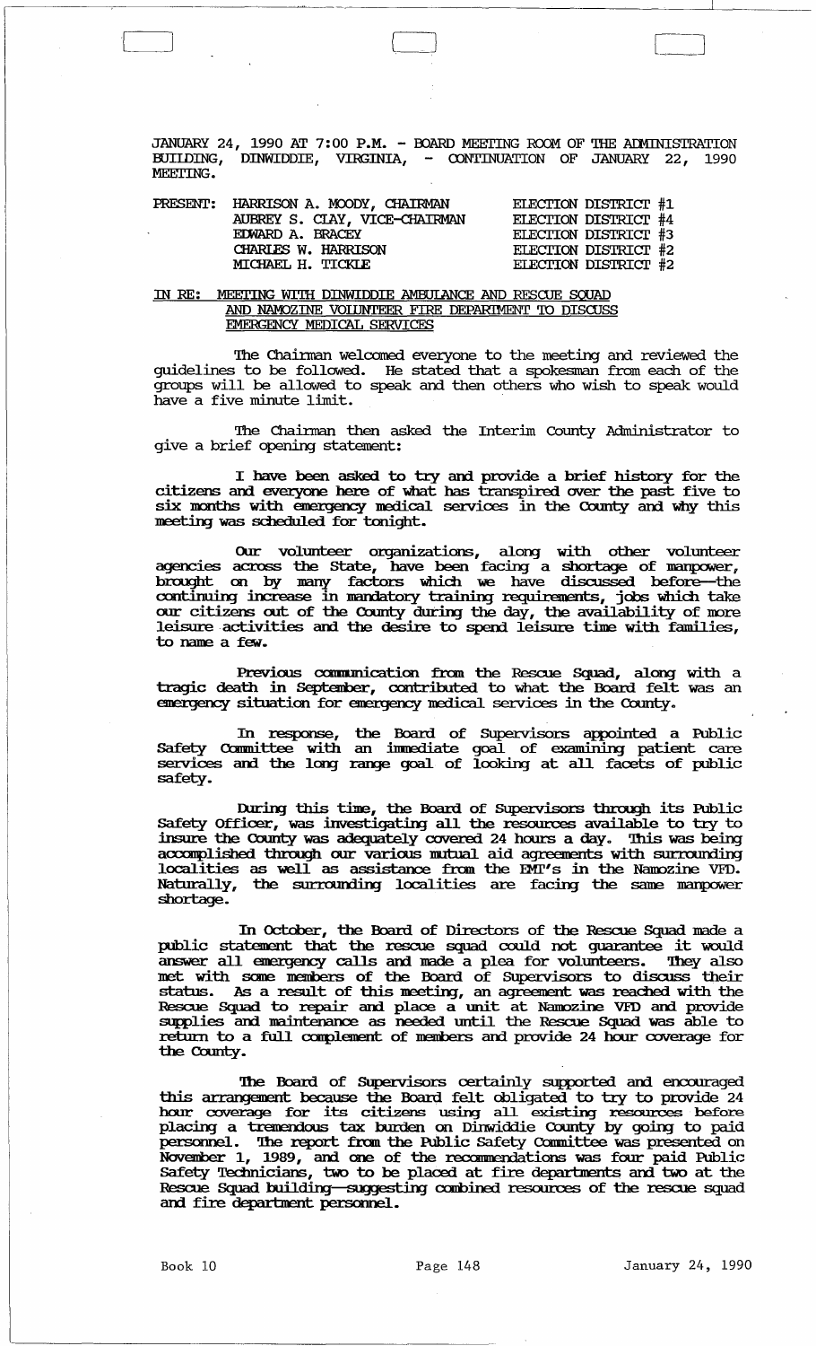JANUARY 24, 1990 AT 7:00 P.M. - BOARD MEETING ROOM OF THE ADMINISTRATION BUILDING, DINWIDDIE, VIRGINIA, - CONTINUATION OF JANUARY 22, 1990 MEETING.

| PRESENT: | HARRISON A. MOODY, CHAIRMAN | ELECTION DISTRICT #1 |
|---|---|---|
| | AUBREY S. CLAY, VICE-CHAIRMAN | ELECTION DISTRICT #4 |
| | EDWARD A. BRACEY | ELECTION DISTRICT #3 |
| | CHARLES W. HARRISON | ELECTION DISTRICT #2 |
| | MICHAEL H. TICKLE | ELECTION DISTRICT #2 |

IN RE: MEETING WITH DINWIDDIE AMBULANCE AND RESCUE SQUAD AND NAMOZINE VOLUNTEER FIRE DEPARTMENT TO DISCUSS EMERGENCY MEDICAL SERVICES

The Chairman welcomed everyone to the meeting and reviewed the guidelines to be followed. He stated that a spokesman from each of the groups will be allowed to speak and then others who wish to speak would have a five minute limit.

The Chairman then asked the Interim County Administrator to give a brief opening statement:

I have been asked to try and provide a brief history for the citizens and everyone here of what has transpired over the past five to six months with emergency medical services in the County and why this meeting was scheduled for tonight.

Our volunteer organizations, along with other volunteer agencies across the State, have been facing a shortage of manpower, brought on by many factors which we have discussed before--the continuing increase in mandatory training requirements, jobs which take our citizens out of the County during the day, the availability of more leisure activities and the desire to spend leisure time with families, to name a few.

Previous communication from the Rescue Squad, along with a tragic death in September, contributed to what the Board felt was an emergency situation for emergency medical services in the County.

In response, the Board of Supervisors appointed a Public Safety Committee with an immediate goal of examining patient care services and the long range goal of looking at all facets of public safety.

During this time, the Board of Supervisors through its Public Safety Officer, was investigating all the resources available to try to insure the County was adequately covered 24 hours a day. This was being accomplished through our various mutual aid agreements with surrounding localities as well as assistance from the EMT's in the Namozine VFD. Naturally, the surrounding localities are facing the same manpower shortage.

In October, the Board of Directors of the Rescue Squad made a public statement that the rescue squad could not guarantee it would answer all emergency calls and made a plea for volunteers. They also met with some members of the Board of Supervisors to discuss their status. As a result of this meeting, an agreement was reached with the Rescue Squad to repair and place a unit at Namozine VFD and provide supplies and maintenance as needed until the Rescue Squad was able to return to a full complement of members and provide 24 hour coverage for the County.

The Board of Supervisors certainly supported and encouraged this arrangement because the Board felt obligated to try to provide 24 hour coverage for its citizens using all existing resources before placing a tremendous tax burden on Dinwiddie County by going to paid personnel. The report from the Public Safety Committee was presented on November 1, 1989, and one of the recommendations was four paid Public Safety Technicians, two to be placed at fire departments and two at the Rescue Squad building--suggesting combined resources of the rescue squad and fire department personnel.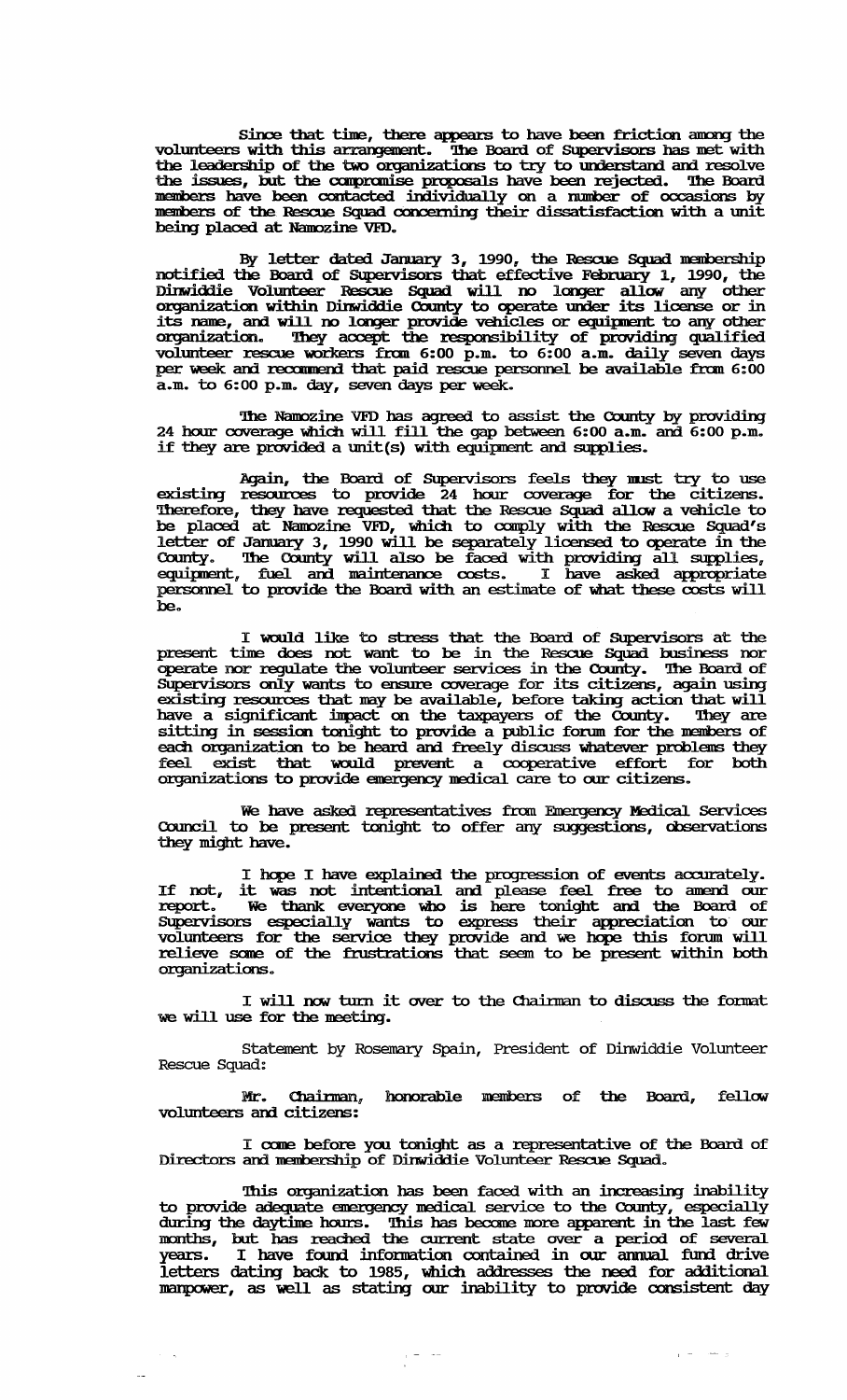Since that time, there appears to have been friction among the volunteers with this arrangement. The Board of Supervisors has met with the leadership of the two organizations to try to understand and resolve the issues, but the compromise proposals have been rejected. The Board members have been contacted individually on a number of occasions by members of the Rescue Squad concerning their dissatisfaction with a unit being placed at Namozine VFD.

By letter dated January 3, 1990, the Rescue Squad membership notified the Board of Supervisors that effective February 1, 1990, the Dinwiddie Volunteer Rescue Squad will no longer allow any other organization within Dinwiddie County to operate under its license or in its name, and will no longer provide vehicles or equipment to any other organization. They accept the responsibility of providing qualified volunteer rescue workers from 6:00 p.m. to 6:00 a.m. daily seven days per week and recommend that paid rescue personnel be available from 6:00 a.m. to 6:00 p.m. day, seven days per week.

The Namozine VFD has agreed to assist the County by providing 24 hour coverage which will fill the gap between 6:00 a.m. and 6:00 p.m. if they are provided a unit(s) with equipment and supplies.

Again, the Board of Supervisors feels they must try to use existing resources to provide 24 hour coverage for the citizens. Therefore, they have requested that the Rescue Squad allow a vehicle to be placed at Namozine VFD, which to comply with the Rescue Squad's letter of January 3, 1990 will be separately licensed to operate in the County. The County will also be faced with providing all supplies, equipment, fuel and maintenance costs. I have asked appropriate personnel to provide the Board with an estimate of what these costs will be.

I would like to stress that the Board of Supervisors at the present time does not want to be in the Rescue Squad business nor operate nor regulate the volunteer services in the County. The Board of Supervisors only wants to ensure coverage for its citizens, again using existing resources that may be available, before taking action that will have a significant impact on the taxpayers of the County. They are sitting in session tonight to provide a public forum for the members of each organization to be heard and freely discuss whatever problems they feel exist that would prevent a cooperative effort for both organizations to provide emergency medical care to our citizens.

We have asked representatives from Emergency Medical Services Council to be present tonight to offer any suggestions, observations they might have.

I hope I have explained the progression of events accurately. If not, it was not intentional and please feel free to amend our report. We thank everyone who is here tonight and the Board of Supervisors especially wants to express their appreciation to our volunteers for the service they provide and we hope this forum will relieve some of the frustrations that seem to be present within both organizations.

I will now turn it over to the Chairman to discuss the format we will use for the meeting.

Statement by Rosemary Spain, President of Dinwiddie Volunteer Rescue Squad:

Mr. Chairman, honorable members of the Board, fellow volunteers and citizens:

I come before you tonight as a representative of the Board of Directors and membership of Dinwiddie Volunteer Rescue Squad.

This organization has been faced with an increasing inability to provide adequate emergency medical service to the County, especially during the daytime hours. This has become more apparent in the last few months, but has reached the current state over a period of several years. I have found information contained in our annual fund drive letters dating back to 1985, which addresses the need for additional manpower, as well as stating our inability to provide consistent day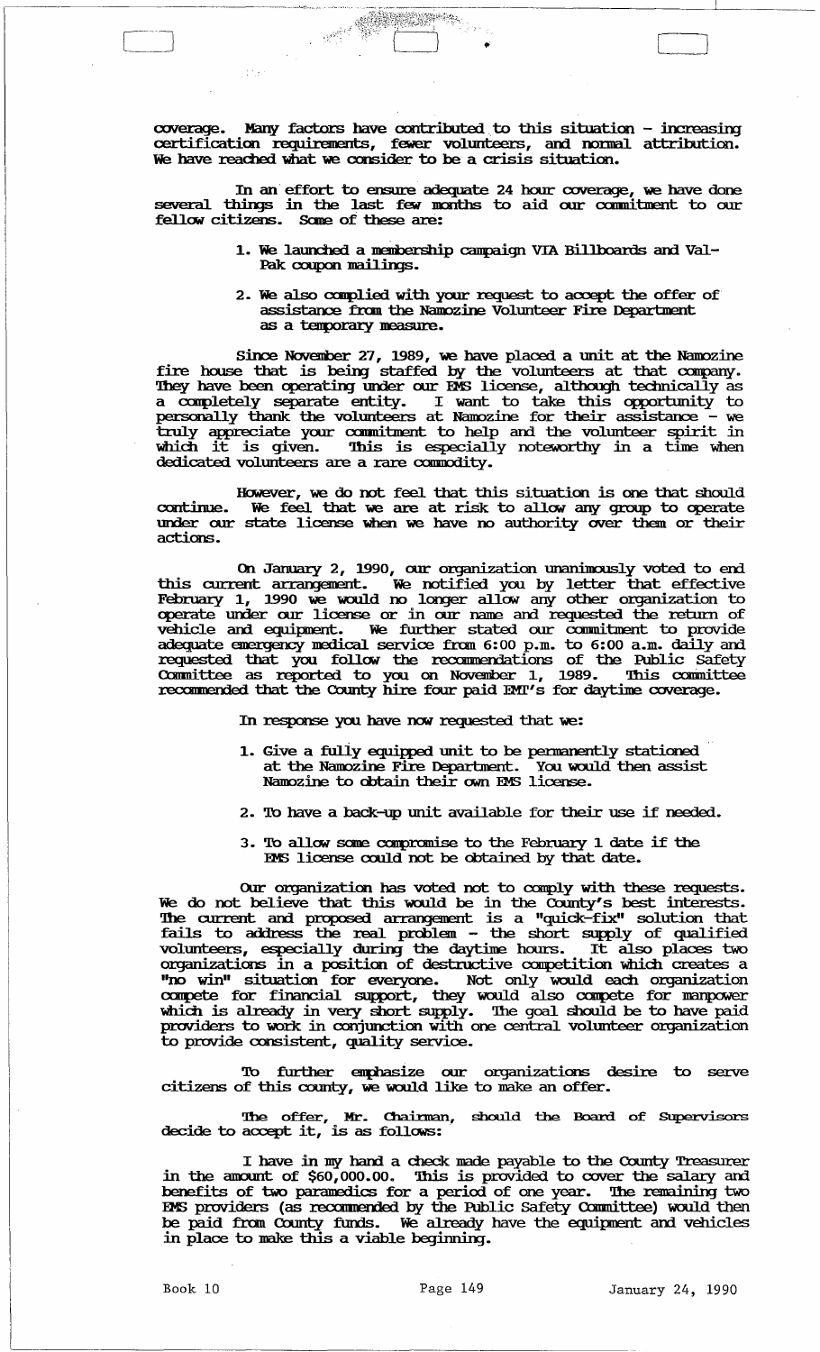coverage. Many factors have contributed to this situation - increasing certification requirements, fewer volunteers, and normal attribution. We have reached what we consider to be a crisis situation.

In an effort to ensure adequate 24 hour coverage, we have done several things in the last few months to aid our commitment to our fellow citizens. Some of these are:

1. We launched a membership campaign VIA Billboards and Val-Pak coupon mailings.
2. We also complied with your request to accept the offer of assistance from the Namozine Volunteer Fire Department as a temporary measure.

Since November 27, 1989, we have placed a unit at the Namozine fire house that is being staffed by the volunteers at that company. They have been operating under our EMS license, although technically as a completely separate entity. I want to take this opportunity to personally thank the volunteers at Namozine for their assistance - we truly appreciate your commitment to help and the volunteer spirit in which it is given. This is especially noteworthy in a time when dedicated volunteers are a rare commodity.

However, we do not feel that this situation is one that should continue. We feel that we are at risk to allow any group to operate under our state license when we have no authority over them or their actions.

On January 2, 1990, our organization unanimously voted to end this current arrangement. We notified you by letter that effective February 1, 1990 we would no longer allow any other organization to operate under our license or in our name and requested the return of vehicle and equipment. We further stated our commitment to provide adequate emergency medical service from 6:00 p.m. to 6:00 a.m. daily and requested that you follow the recommendations of the Public Safety Committee as reported to you on November 1, 1989. This committee recommended that the County hire four paid EMT's for daytime coverage.

In response you have now requested that we:

1. Give a fully equipped unit to be permanently stationed at the Namozine Fire Department. You would then assist Namozine to obtain their own EMS license.
2. To have a back-up unit available for their use if needed.
3. To allow some compromise to the February 1 date if the EMS license could not be obtained by that date.

Our organization has voted not to comply with these requests. We do not believe that this would be in the County's best interests. The current and proposed arrangement is a "quick-fix" solution that fails to address the real problem - the short supply of qualified volunteers, especially during the daytime hours. It also places two organizations in a position of destructive competition which creates a "no win" situation for everyone. Not only would each organization compete for financial support, they would also compete for manpower which is already in very short supply. The goal should be to have paid providers to work in conjunction with one central volunteer organization to provide consistent, quality service.

To further emphasize our organizations desire to serve citizens of this county, we would like to make an offer.

The offer, Mr. Chairman, should the Board of Supervisors decide to accept it, is as follows:

I have in my hand a check made payable to the County Treasurer in the amount of $60,000.00. This is provided to cover the salary and benefits of two paramedics for a period of one year. The remaining two EMS providers (as recommended by the Public Safety Committee) would then be paid from County funds. We already have the equipment and vehicles in place to make this a viable beginning.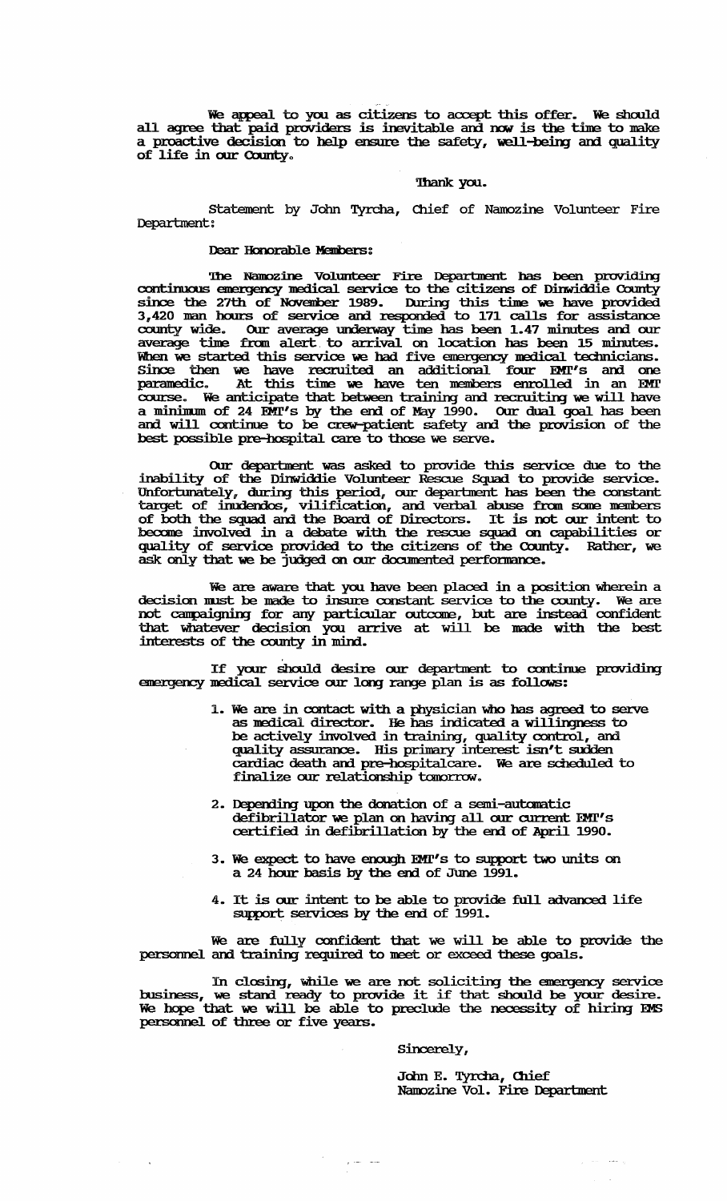We appeal to you as citizens to accept this offer. We should all agree that paid providers is inevitable and now is the time to make a proactive decision to help ensure the safety, well-being and quality of life in our County.

Thank you.

Statement by John Tyrcha, Chief of Namozine Volunteer Fire Department:

Dear Honorable Members:

The Namozine Volunteer Fire Department has been providing continuous emergency medical service to the citizens of Dinwiddie County since the 27th of November 1989. During this time we have provided 3,420 man hours of service and responded to 171 calls for assistance county wide. Our average underway time has been 1.47 minutes and our average time from alert to arrival on location has been 15 minutes. When we started this service we had five emergency medical technicians. Since then we have recruited an additional four EMT's and one paramedic. At this time we have ten members enrolled in an EMT course. We anticipate that between training and recruiting we will have a minimum of 24 EMT's by the end of May 1990. Our dual goal has been and will continue to be crew-patient safety and the provision of the best possible pre-hospital care to those we serve.

Our department was asked to provide this service due to the inability of the Dinwiddie Volunteer Rescue Squad to provide service. Unfortunately, during this period, our department has been the constant target of inuendos, vilification, and verbal abuse from some members of both the squad and the Board of Directors. It is not our intent to become involved in a debate with the rescue squad on capabilities or quality of service provided to the citizens of the County. Rather, we ask only that we be judged on our documented performance.

We are aware that you have been placed in a position wherein a decision must be made to insure constant service to the county. We are not campaigning for any particular outcome, but are instead confident that whatever decision you arrive at will be made with the best interests of the county in mind.

If your should desire our department to continue providing emergency medical service our long range plan is as follows:

1. We are in contact with a physician who has agreed to serve as medical director. He has indicated a willingness to be actively involved in training, quality control, and quality assurance. His primary interest isn't sudden cardiac death and pre-hospitalcare. We are scheduled to finalize our relationship tomorrow.

2. Depending upon the donation of a semi-automatic defibrillator we plan on having all our current EMT's certified in defibrillation by the end of April 1990.

3. We expect to have enough EMT's to support two units on a 24 hour basis by the end of June 1991.

4. It is our intent to be able to provide full advanced life support services by the end of 1991.

We are fully confident that we will be able to provide the personnel and training required to meet or exceed these goals.

In closing, while we are not soliciting the emergency service business, we stand ready to provide it if that should be your desire. We hope that we will be able to preclude the necessity of hiring EMS personnel of three or five years.

Sincerely,

John E. Tyrcha, Chief
Namozine Vol. Fire Department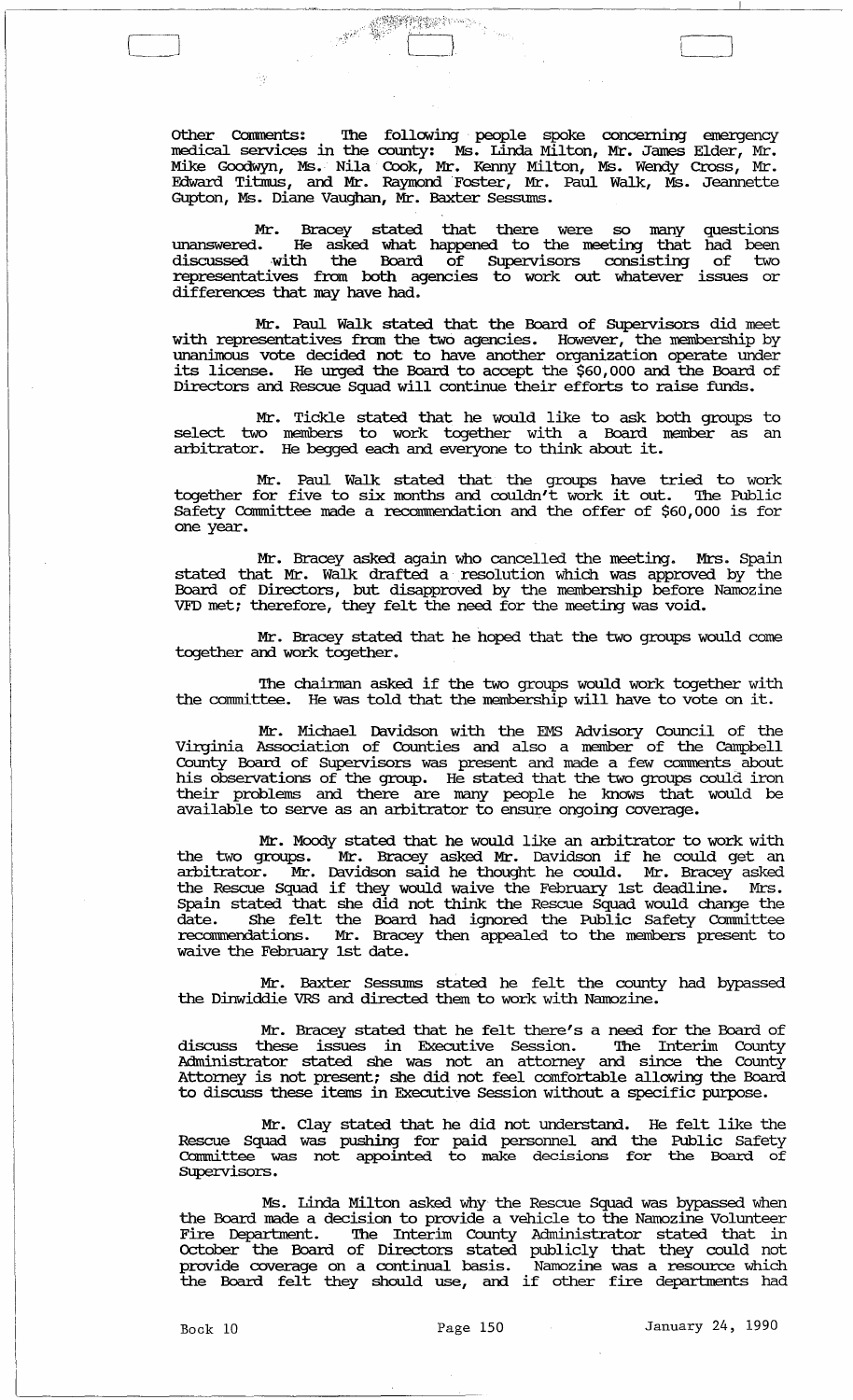Other Comments: The following people spoke concerning emergency medical services in the county: Ms. Linda Milton, Mr. James Elder, Mr. Mike Goodwyn, Ms. Nila Cook, Mr. Kenny Milton, Ms. Wendy Cross, Mr. Edward Titmus, and Mr. Raymond Foster, Mr. Paul Walk, Ms. Jeannette Gupton, Ms. Diane Vaughan, Mr. Baxter Sessums.

Mr. Bracey stated that there were so many questions unanswered. He asked what happened to the meeting that had been discussed with the Board of Supervisors consisting of two representatives from both agencies to work out whatever issues or differences that may have had.

Mr. Paul Walk stated that the Board of Supervisors did meet with representatives from the two agencies. However, the membership by unanimous vote decided not to have another organization operate under its license. He urged the Board to accept the $60,000 and the Board of Directors and Rescue Squad will continue their efforts to raise funds.

Mr. Tickle stated that he would like to ask both groups to select two members to work together with a Board member as an arbitrator. He begged each and everyone to think about it.

Mr. Paul Walk stated that the groups have tried to work together for five to six months and couldn't work it out. The Public Safety Committee made a recommendation and the offer of $60,000 is for one year.

Mr. Bracey asked again who cancelled the meeting. Mrs. Spain stated that Mr. Walk drafted a resolution which was approved by the Board of Directors, but disapproved by the membership before Namozine VFD met; therefore, they felt the need for the meeting was void.

Mr. Bracey stated that he hoped that the two groups would come together and work together.

The chairman asked if the two groups would work together with the committee. He was told that the membership will have to vote on it.

Mr. Michael Davidson with the EMS Advisory Council of the Virginia Association of Counties and also a member of the Campbell County Board of Supervisors was present and made a few comments about his observations of the group. He stated that the two groups could iron their problems and there are many people he knows that would be available to serve as an arbitrator to ensure ongoing coverage.

Mr. Moody stated that he would like an arbitrator to work with the two groups. Mr. Bracey asked Mr. Davidson if he could get an arbitrator. Mr. Davidson said he thought he could. Mr. Bracey asked the Rescue Squad if they would waive the February 1st deadline. Mrs. Spain stated that she did not think the Rescue Squad would change the date. She felt the Board had ignored the Public Safety Committee recommendations. Mr. Bracey then appealed to the members present to waive the February 1st date.

Mr. Baxter Sessums stated he felt the county had bypassed the Dinwiddie VRS and directed them to work with Namozine.

Mr. Bracey stated that he felt there's a need for the Board of discuss these issues in Executive Session. The Interim County Administrator stated she was not an attorney and since the County Attorney is not present; she did not feel comfortable allowing the Board to discuss these items in Executive Session without a specific purpose.

Mr. Clay stated that he did not understand. He felt like the Rescue Squad was pushing for paid personnel and the Public Safety Committee was not appointed to make decisions for the Board of Supervisors.

Ms. Linda Milton asked why the Rescue Squad was bypassed when the Board made a decision to provide a vehicle to the Namozine Volunteer Fire Department. The Interim County Administrator stated that in October the Board of Directors stated publicly that they could not provide coverage on a continual basis. Namozine was a resource which the Board felt they should use, and if other fire departments had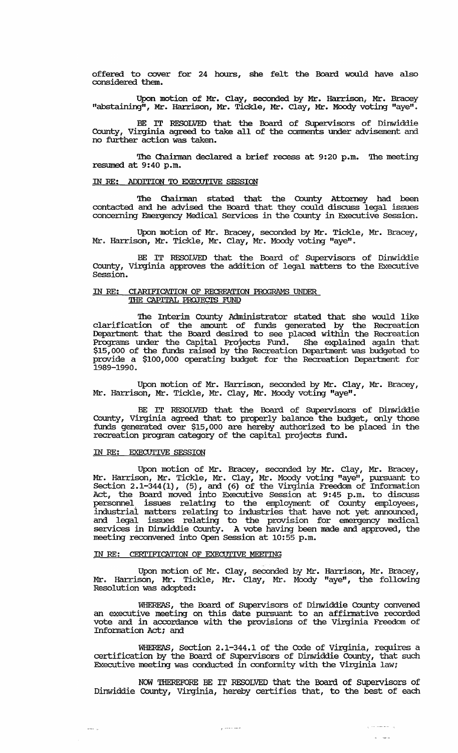offered to cover for 24 hours, she felt the Board would have also considered them.

Upon motion of Mr. Clay, seconded by Mr. Harrison, Mr. Bracey "abstaining", Mr. Harrison, Mr. Tickle, Mr. Clay, Mr. Moody voting "aye".

BE IT RESOLVED that the Board of Supervisors of Dinwiddie County, Virginia agreed to take all of the comments under advisement and no further action was taken.

The Chairman declared a brief recess at 9:20 p.m. The meeting resumed at 9:40 p.m.

IN RE: ADDITION TO EXECUTIVE SESSION

The Chairman stated that the County Attorney had been contacted and he advised the Board that they could discuss legal issues concerning Emergency Medical Services in the County in Executive Session.

Upon motion of Mr. Bracey, seconded by Mr. Tickle, Mr. Bracey, Mr. Harrison, Mr. Tickle, Mr. Clay, Mr. Moody voting "aye".

BE IT RESOLVED that the Board of Supervisors of Dinwiddie County, Virginia approves the addition of legal matters to the Executive Session.

IN RE: CLARIFICATION OF RECREATION PROGRAMS UNDER THE CAPITAL PROJECTS FUND

The Interim County Administrator stated that she would like clarification of the amount of funds generated by the Recreation Department that the Board desired to see placed within the Recreation Programs under the Capital Projects Fund. She explained again that $15,000 of the funds raised by the Recreation Department was budgeted to provide a $100,000 operating budget for the Recreation Department for 1989-1990.

Upon motion of Mr. Harrison, seconded by Mr. Clay, Mr. Bracey, Mr. Harrison, Mr. Tickle, Mr. Clay, Mr. Moody voting "aye".

BE IT RESOLVED that the Board of Supervisors of Dinwiddie County, Virginia agreed that to properly balance the budget, only those funds generated over $15,000 are hereby authorized to be placed in the recreation program category of the capital projects fund.

IN RE: EXECUTIVE SESSION

Upon motion of Mr. Bracey, seconded by Mr. Clay, Mr. Bracey, Mr. Harrison, Mr. Tickle, Mr. Clay, Mr. Moody voting "aye", pursuant to Section 2.1-344(1), (5), and (6) of the Virginia Freedom of Information Act, the Board moved into Executive Session at 9:45 p.m. to discuss personnel issues relating to the employment of County employees, industrial matters relating to industries that have not yet announced, and legal issues relating to the provision for emergency medical services in Dinwiddie County. A vote having been made and approved, the meeting reconvened into Open Session at 10:55 p.m.

IN RE: CERTIFICATION OF EXECUTIVE MEETING

Upon motion of Mr. Clay, seconded by Mr. Harrison, Mr. Bracey, Mr. Harrison, Mr. Tickle, Mr. Clay, Mr. Moody "aye", the following Resolution was adopted:

WHEREAS, the Board of Supervisors of Dinwiddie County convened an executive meeting on this date pursuant to an affirmative recorded vote and in accordance with the provisions of the Virginia Freedom of Information Act; and

WHEREAS, Section 2.1-344.1 of the Code of Virginia, requires a certification by the Board of Supervisors of Dinwiddie County, that such Executive meeting was conducted in conformity with the Virginia law;

NOW THEREFORE BE IT RESOLVED that the Board of Supervisors of Dinwiddie County, Virginia, hereby certifies that, to the best of each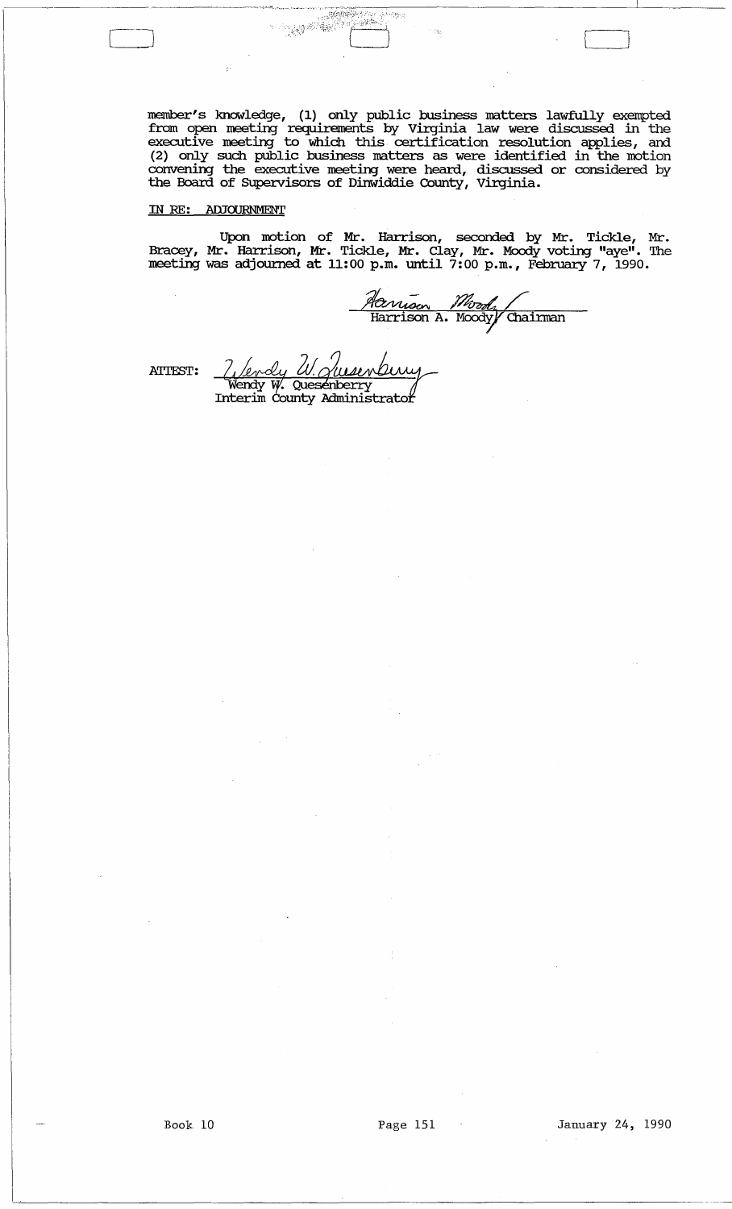member's knowledge, (1) only public business matters lawfully exempted from open meeting requirements by Virginia law were discussed in the executive meeting to which this certification resolution applies, and (2) only such public business matters as were identified in the motion convening the executive meeting were heard, discussed or considered by the Board of Supervisors of Dinwiddie County, Virginia.

IN RE: ADJOURNMENT

Upon motion of Mr. Harrison, seconded by Mr. Tickle, Mr. Bracey, Mr. Harrison, Mr. Tickle, Mr. Clay, Mr. Moody voting "aye". The meeting was adjourned at 11:00 p.m. until 7:00 p.m., February 7, 1990.

Harrison A. Moody, Chairman

ATTEST: Wendy W. Quesenberry
Interim County Administrator